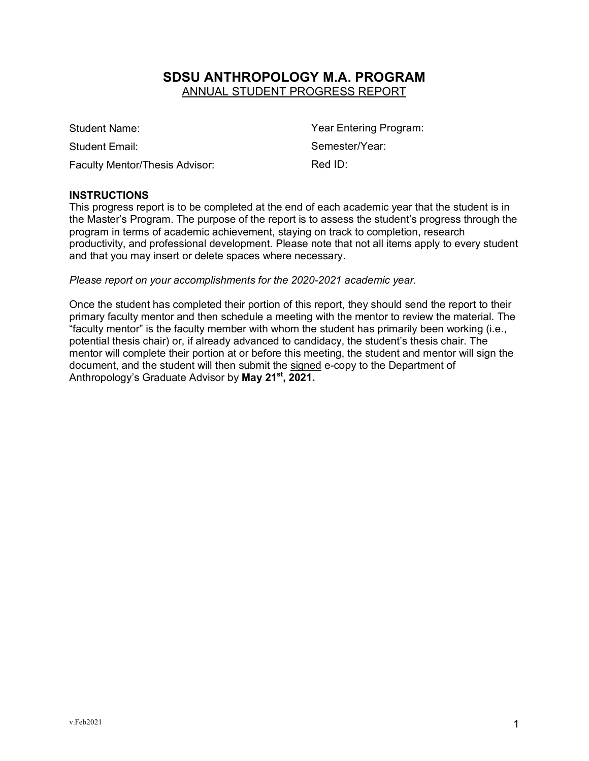# SDSU ANTHROPOLOGY M.A. PROGRAM

## ANNUAL STUDENT PROGRESS REPORT

| | |
|---|---|
| Student Name: | Year Entering Program: |
| Student Email: | Semester/Year: |
| Faculty Mentor/Thesis Advisor: | Red ID: |

**INSTRUCTIONS**

This progress report is to be completed at the end of each academic year that the student is in the Master's Program. The purpose of the report is to assess the student's progress through the program in terms of academic achievement, staying on track to completion, research productivity, and professional development. Please note that not all items apply to every student and that you may insert or delete spaces where necessary.

*Please report on your accomplishments for the 2020-2021 academic year.*

Once the student has completed their portion of this report, they should send the report to their primary faculty mentor and then schedule a meeting with the mentor to review the material. The "faculty mentor" is the faculty member with whom the student has primarily been working (i.e., potential thesis chair) or, if already advanced to candidacy, the student's thesis chair. The mentor will complete their portion at or before this meeting, the student and mentor will sign the document, and the student will then submit the signed e-copy to the Department of Anthropology's Graduate Advisor by **May 21st, 2021.**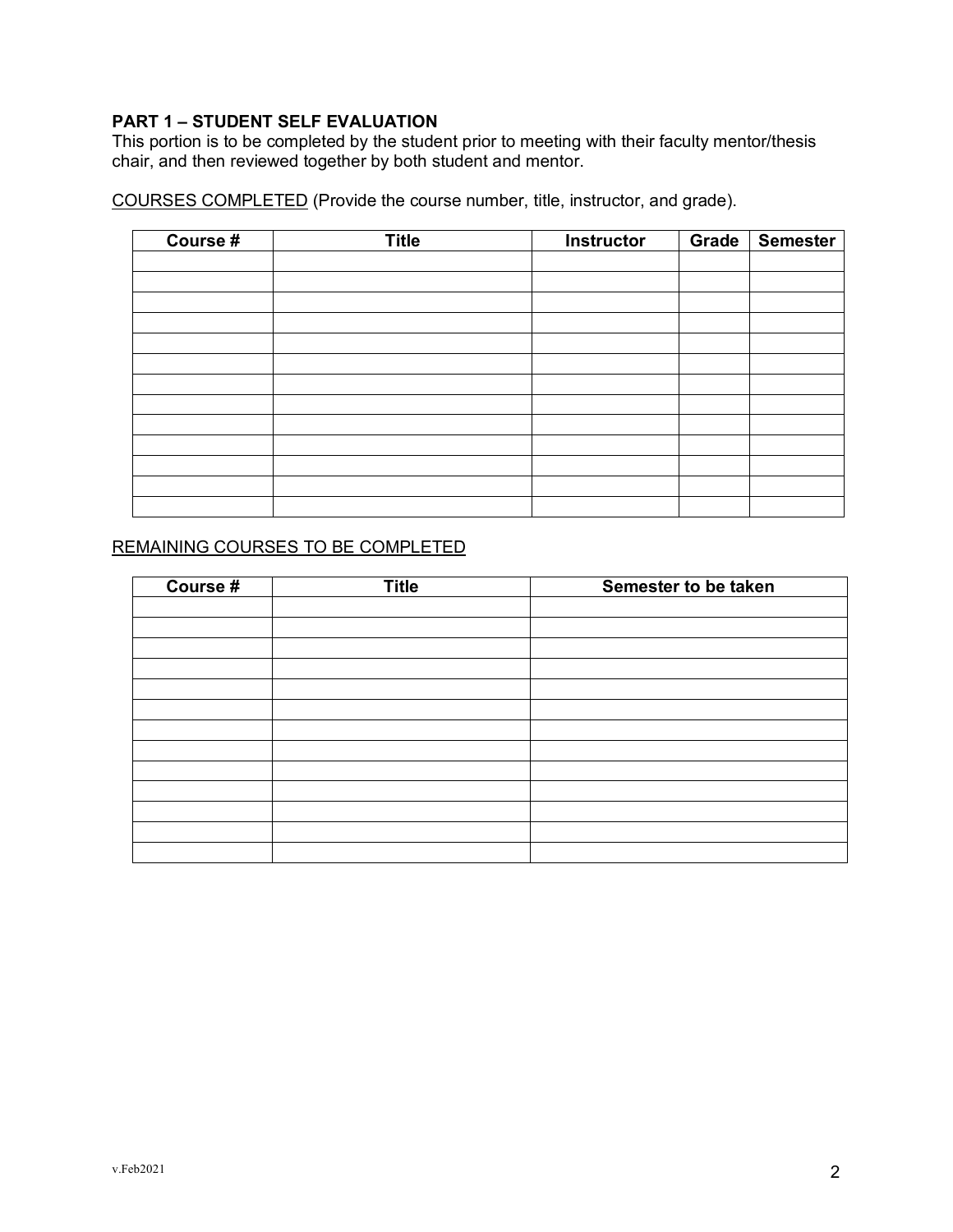**PART 1 – STUDENT SELF EVALUATION**
This portion is to be completed by the student prior to meeting with their faculty mentor/thesis chair, and then reviewed together by both student and mentor.

<u>COURSES COMPLETED</u> (Provide the course number, title, instructor, and grade).

| Course # | Title | Instructor | Grade | Semester |
|---|---|---|---|---|
| | | | | |
| | | | | |
| | | | | |
| | | | | |
| | | | | |
| | | | | |
| | | | | |
| | | | | |
| | | | | |
| | | | | |
| | | | | |
| | | | | |
| | | | | |

<u>REMAINING COURSES TO BE COMPLETED</u>

| Course # | Title | Semester to be taken |
|---|---|---|
| | | |
| | | |
| | | |
| | | |
| | | |
| | | |
| | | |
| | | |
| | | |
| | | |
| | | |
| | | |
| | | |

v.Feb2021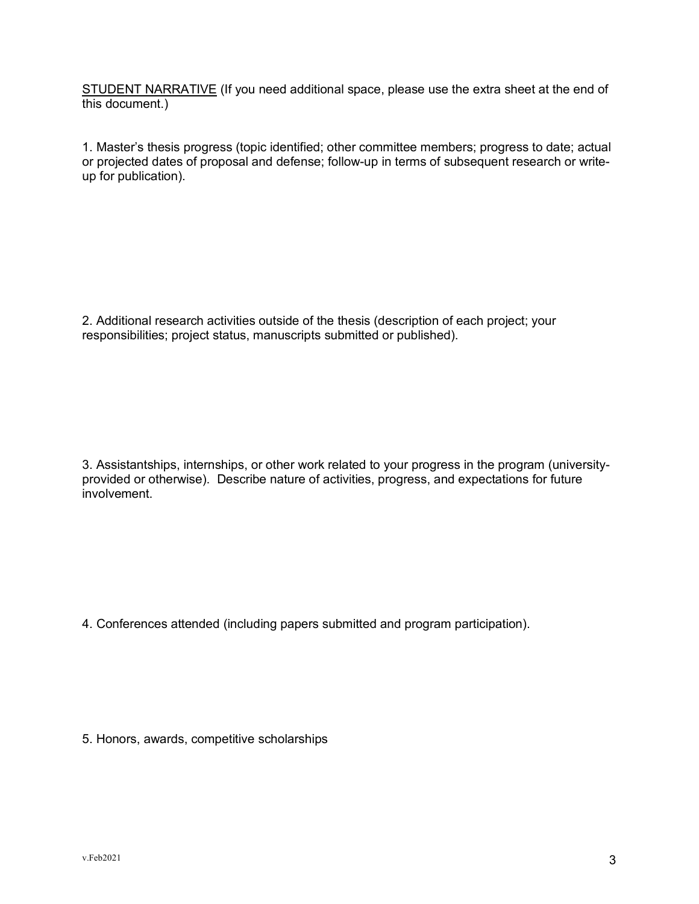<u>STUDENT NARRATIVE</u> (If you need additional space, please use the extra sheet at the end of this document.)

1. Master's thesis progress (topic identified; other committee members; progress to date; actual or projected dates of proposal and defense; follow-up in terms of subsequent research or write-up for publication).

2. Additional research activities outside of the thesis (description of each project; your responsibilities; project status, manuscripts submitted or published).

3. Assistantships, internships, or other work related to your progress in the program (university-provided or otherwise). Describe nature of activities, progress, and expectations for future involvement.

4. Conferences attended (including papers submitted and program participation).

5. Honors, awards, competitive scholarships

v.Feb2021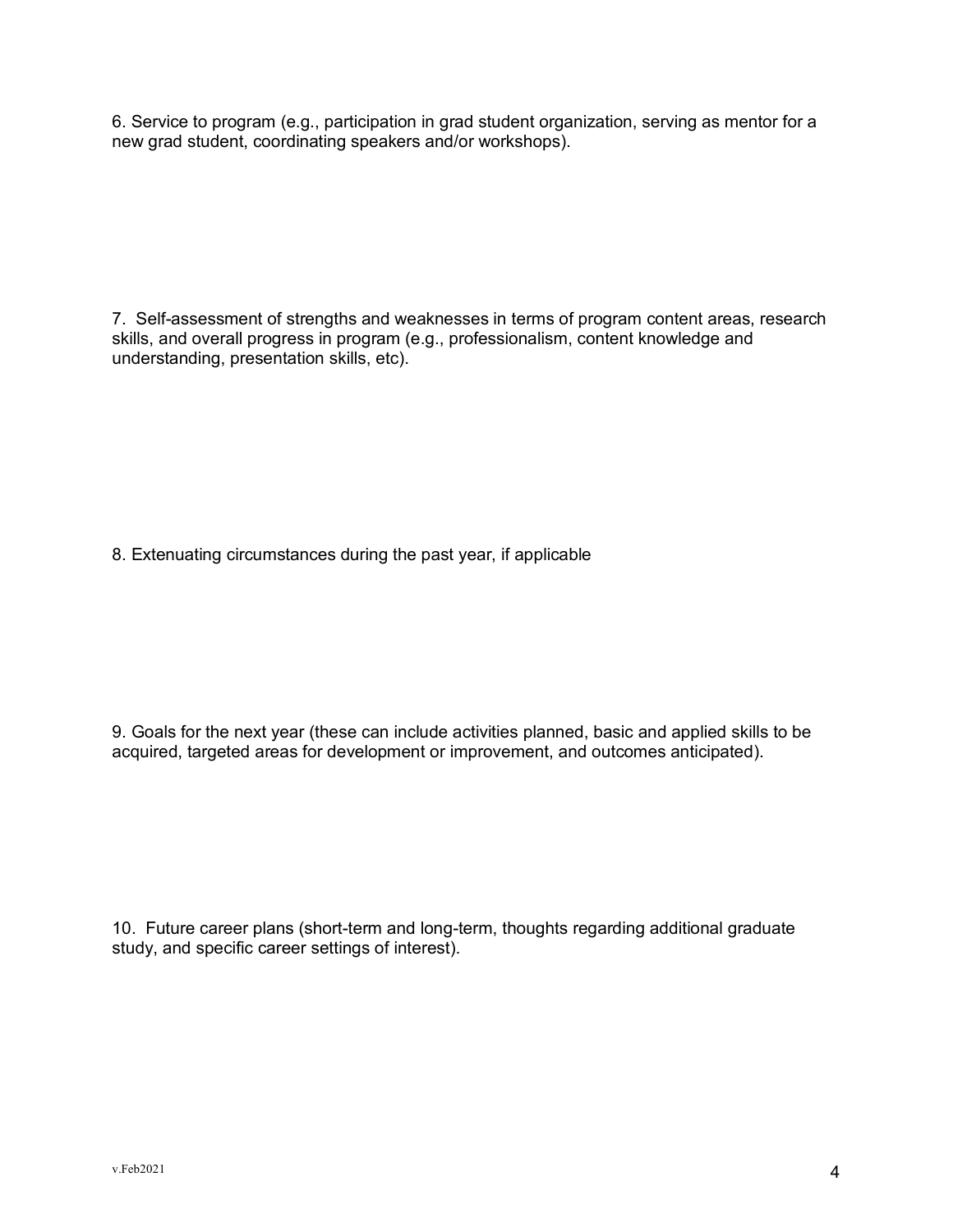6. Service to program (e.g., participation in grad student organization, serving as mentor for a new grad student, coordinating speakers and/or workshops).

7. Self-assessment of strengths and weaknesses in terms of program content areas, research skills, and overall progress in program (e.g., professionalism, content knowledge and understanding, presentation skills, etc).

8. Extenuating circumstances during the past year, if applicable

9. Goals for the next year (these can include activities planned, basic and applied skills to be acquired, targeted areas for development or improvement, and outcomes anticipated).

10. Future career plans (short-term and long-term, thoughts regarding additional graduate study, and specific career settings of interest).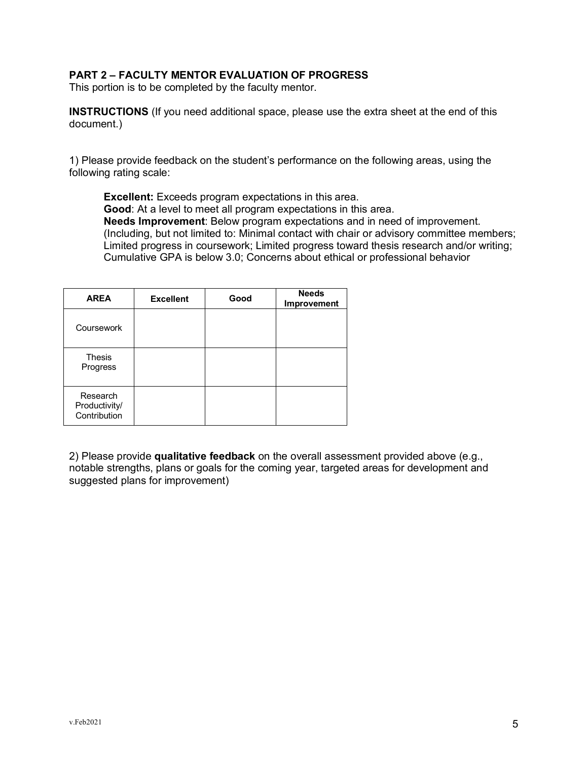**PART 2 – FACULTY MENTOR EVALUATION OF PROGRESS**
This portion is to be completed by the faculty mentor.

**INSTRUCTIONS** (If you need additional space, please use the extra sheet at the end of this document.)

1) Please provide feedback on the student's performance on the following areas, using the following rating scale:

> **Excellent:** Exceeds program expectations in this area.
> **Good**: At a level to meet all program expectations in this area.
> **Needs Improvement**: Below program expectations and in need of improvement. (Including, but not limited to: Minimal contact with chair or advisory committee members; Limited progress in coursework; Limited progress toward thesis research and/or writing; Cumulative GPA is below 3.0; Concerns about ethical or professional behavior

| AREA | Excellent | Good | Needs Improvement |
|---|---|---|---|
| Coursework | | | |
| Thesis Progress | | | |
| Research Productivity/ Contribution | | | |

2) Please provide **qualitative feedback** on the overall assessment provided above (e.g., notable strengths, plans or goals for the coming year, targeted areas for development and suggested plans for improvement)

v.Feb2021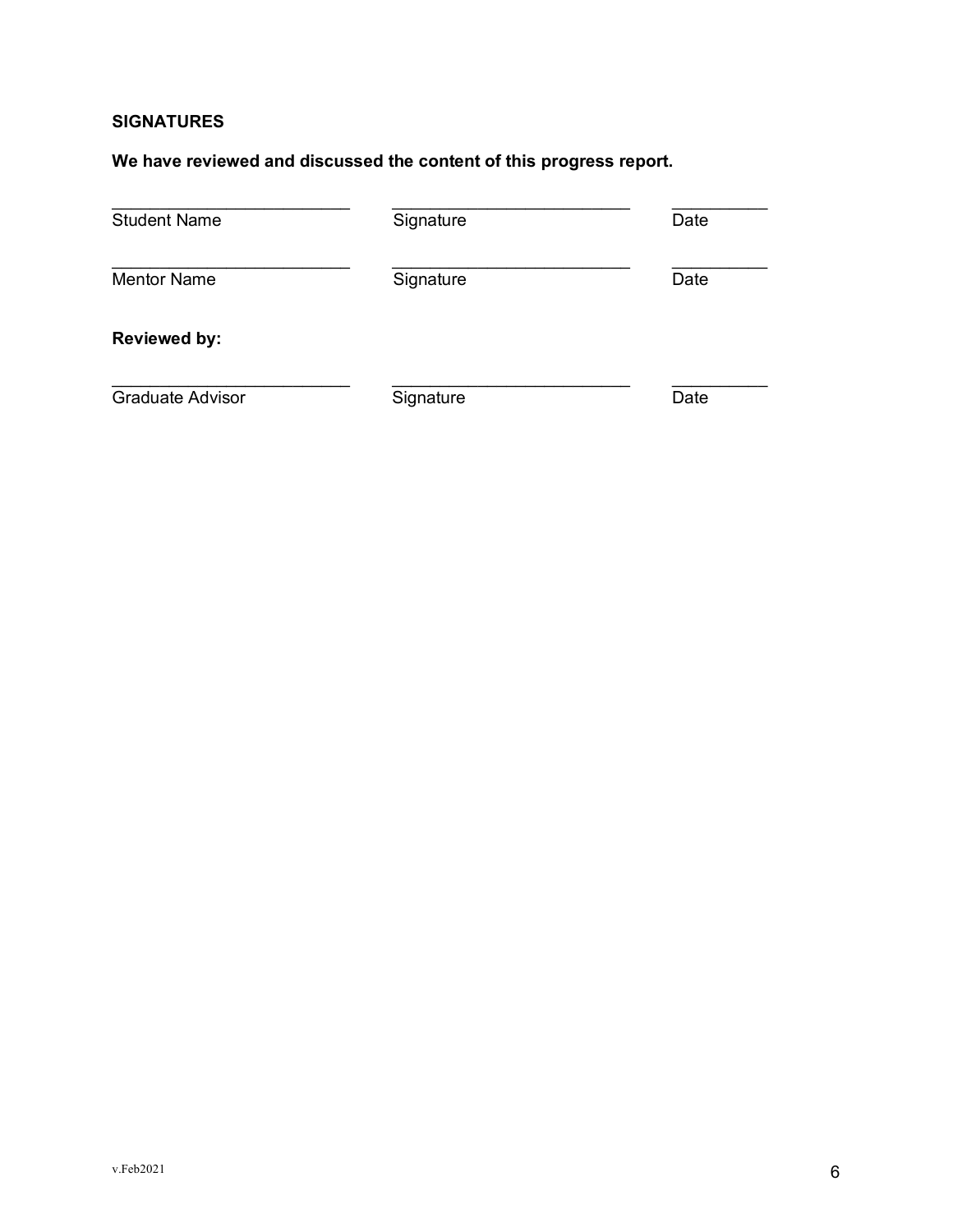**SIGNATURES**

**We have reviewed and discussed the content of this progress report.**

| _________________________ | _________________________ | __________ |
|---|---|---|
| Student Name | Signature | Date |
| _________________________ | _________________________ | __________ |
| Mentor Name | Signature | Date |

**Reviewed by:**

| _________________________ | _________________________ | __________ |
|---|---|---|
| Graduate Advisor | Signature | Date |

v.Feb2021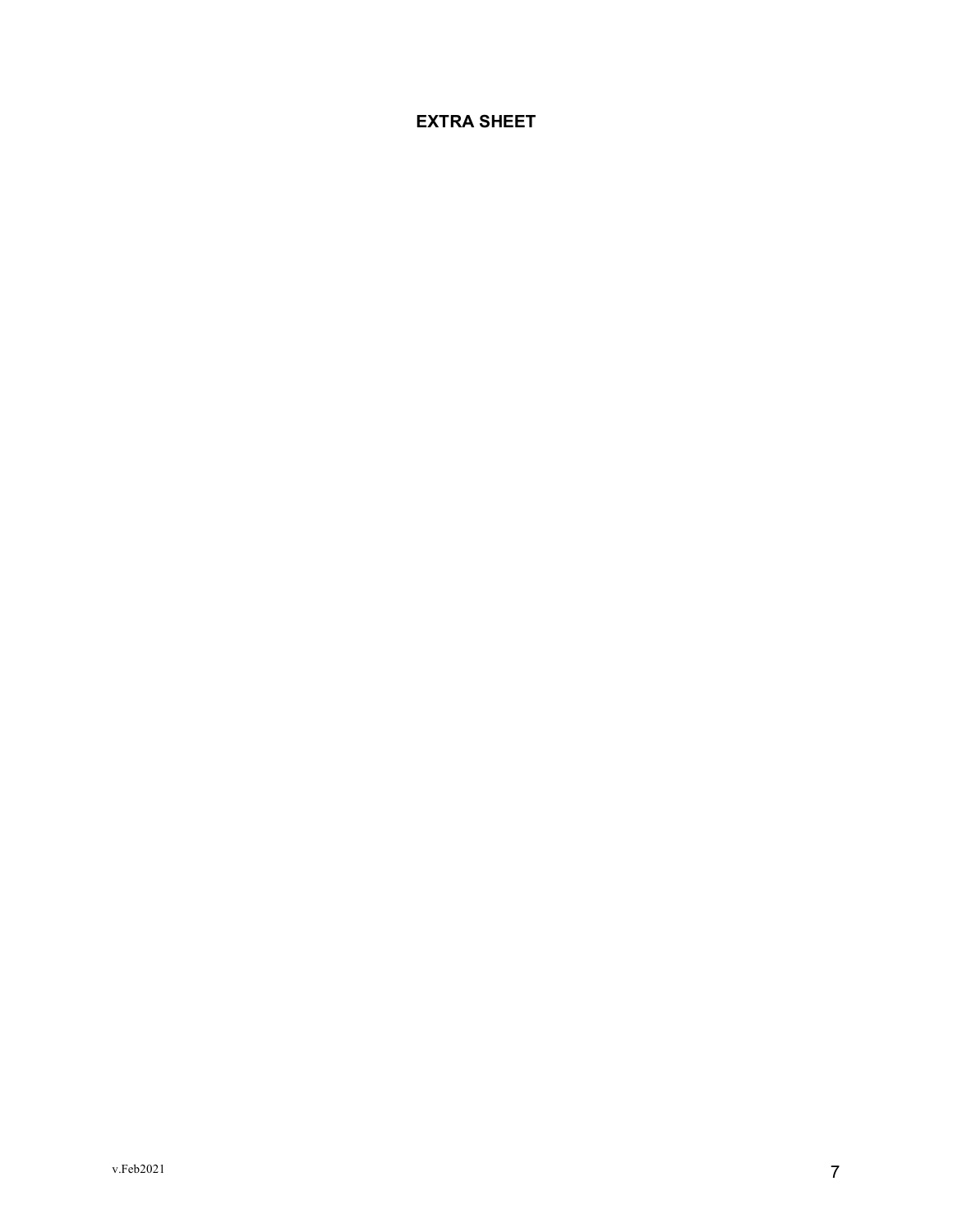**EXTRA SHEET**